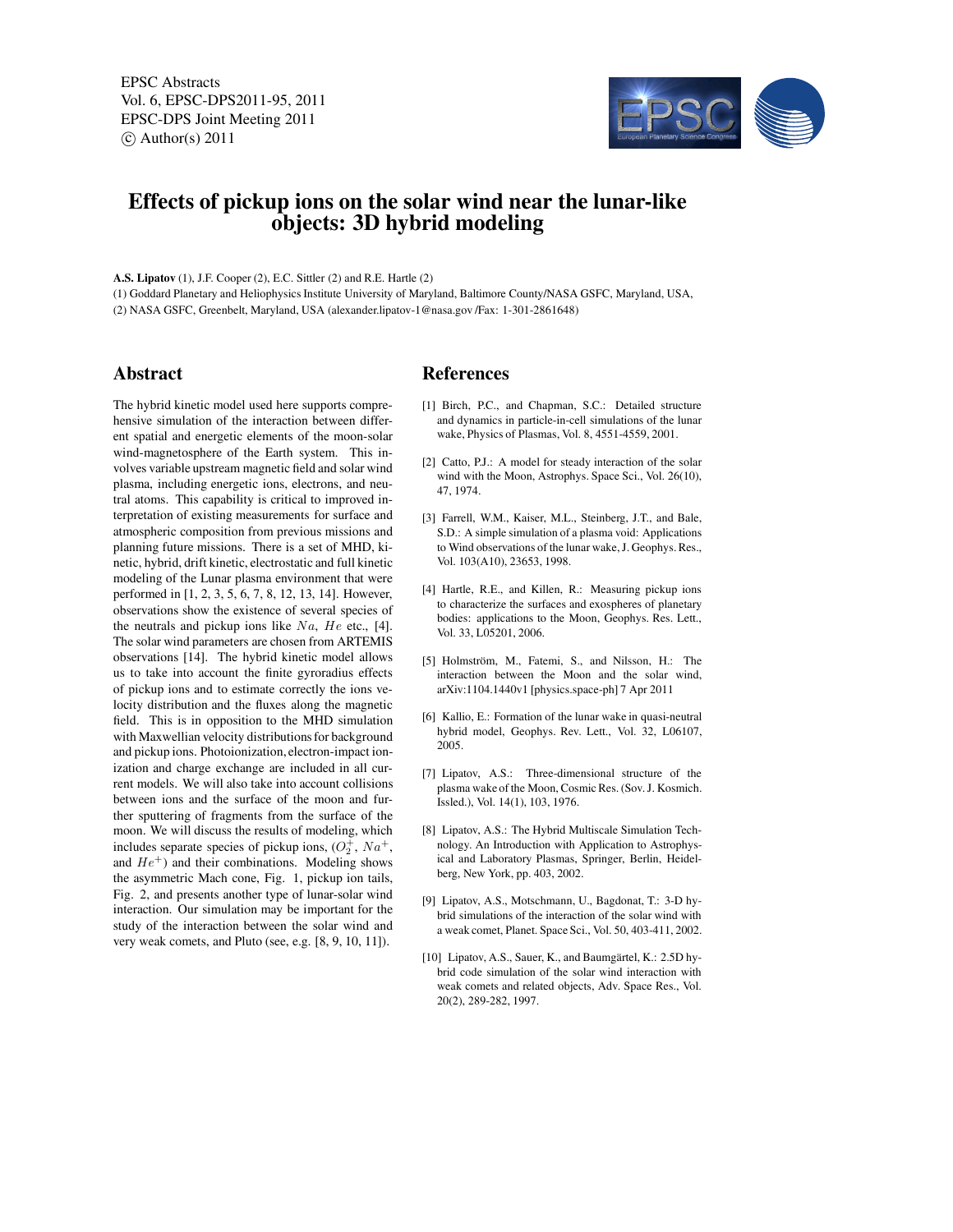# Effects of pickup ions on the solar wind near the lunar-like objects: 3D hybrid modeling

**A.S. Lipatov** (1), J.F. Cooper (2), E.C. Sittler (2) and R.E. Hartle (2)

(1) Goddard Planetary and Heliophysics Institute University of Maryland, Baltimore County/NASA GSFC, Maryland, USA,
(2) NASA GSFC, Greenbelt, Maryland, USA (alexander.lipatov-1@nasa.gov /Fax: 1-301-2861648)

## Abstract

The hybrid kinetic model used here supports comprehensive simulation of the interaction between different spatial and energetic elements of the moon-solar wind-magnetosphere of the Earth system. This involves variable upstream magnetic field and solar wind plasma, including energetic ions, electrons, and neutral atoms. This capability is critical to improved interpretation of existing measurements for surface and atmospheric composition from previous missions and planning future missions. There is a set of MHD, kinetic, hybrid, drift kinetic, electrostatic and full kinetic modeling of the Lunar plasma environment that were performed in [1, 2, 3, 5, 6, 7, 8, 12, 13, 14]. However, observations show the existence of several species of the neutrals and pickup ions like $Na$, $He$ etc., [4]. The solar wind parameters are chosen from ARTEMIS observations [14]. The hybrid kinetic model allows us to take into account the finite gyroradius effects of pickup ions and to estimate correctly the ions velocity distribution and the fluxes along the magnetic field. This is in opposition to the MHD simulation with Maxwellian velocity distributions for background and pickup ions. Photoionization, electron-impact ionization and charge exchange are included in all current models. We will also take into account collisions between ions and the surface of the moon and further sputtering of fragments from the surface of the moon. We will discuss the results of modeling, which includes separate species of pickup ions, ($O_2^+$, $Na^+$, and $He^+$) and their combinations. Modeling shows the asymmetric Mach cone, Fig. 1, pickup ion tails, Fig. 2, and presents another type of lunar-solar wind interaction. Our simulation may be important for the study of the interaction between the solar wind and very weak comets, and Pluto (see, e.g. [8, 9, 10, 11]).

## References

[1] Birch, P.C., and Chapman, S.C.: Detailed structure and dynamics in particle-in-cell simulations of the lunar wake, Physics of Plasmas, Vol. 8, 4551-4559, 2001.

[2] Catto, P.J.: A model for steady interaction of the solar wind with the Moon, Astrophys. Space Sci., Vol. 26(10), 47, 1974.

[3] Farrell, W.M., Kaiser, M.L., Steinberg, J.T., and Bale, S.D.: A simple simulation of a plasma void: Applications to Wind observations of the lunar wake, J. Geophys. Res., Vol. 103(A10), 23653, 1998.

[4] Hartle, R.E., and Killen, R.: Measuring pickup ions to characterize the surfaces and exospheres of planetary bodies: applications to the Moon, Geophys. Res. Lett., Vol. 33, L05201, 2006.

[5] Holmström, M., Fatemi, S., and Nilsson, H.: The interaction between the Moon and the solar wind, arXiv:1104.1440v1 [physics.space-ph] 7 Apr 2011

[6] Kallio, E.: Formation of the lunar wake in quasi-neutral hybrid model, Geophys. Rev. Lett., Vol. 32, L06107, 2005.

[7] Lipatov, A.S.: Three-dimensional structure of the plasma wake of the Moon, Cosmic Res. (Sov. J. Kosmich. Issled.), Vol. 14(1), 103, 1976.

[8] Lipatov, A.S.: The Hybrid Multiscale Simulation Technology. An Introduction with Application to Astrophysical and Laboratory Plasmas, Springer, Berlin, Heidelberg, New York, pp. 403, 2002.

[9] Lipatov, A.S., Motschmann, U., Bagdonat, T.: 3-D hybrid simulations of the interaction of the solar wind with a weak comet, Planet. Space Sci., Vol. 50, 403-411, 2002.

[10] Lipatov, A.S., Sauer, K., and Baumgärtel, K.: 2.5D hybrid code simulation of the solar wind interaction with weak comets and related objects, Adv. Space Res., Vol. 20(2), 289-282, 1997.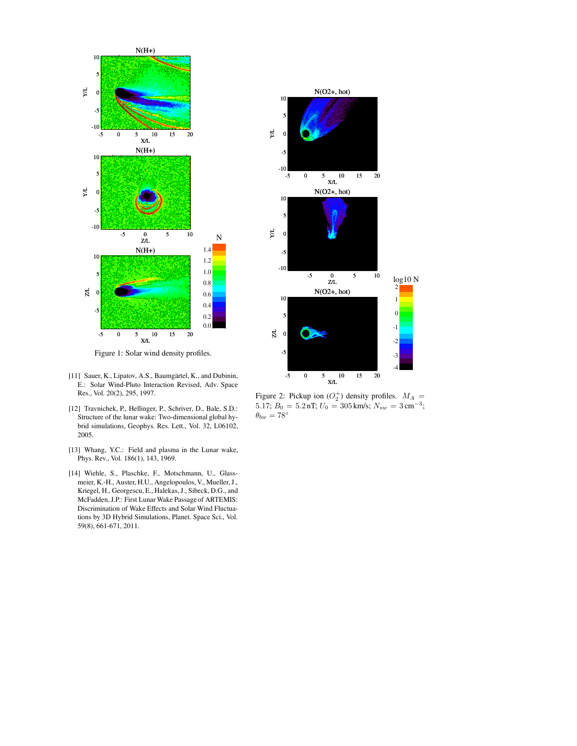N(H+)

10
5
0
-5
-10
Y/L
-5 0 5 10 15 20
X/L

N(H+)

10
5
0
-5
-10
Y/L
-5 0 5 10
Z/L

N(H+)

10
5
0
-5
Z/L
-5 0 5 10 15 20
X/L

N
1.4
1.2
1.0
0.8
0.6
0.4
0.2
0.0

Figure 1: Solar wind density profiles.

N(O2+, hot)

10
5
0
-5
-10
Y/L
-5 0 5 10 15 20
X/L

N(O2+, hot)

10
5
0
-5
-10
Y/L
-5 0 5 10
Z/L

N(O2+, hot)

10
5
0
-5
Z/L
-5 0 5 10 15 20
X/L

log10 N
2
1
0
-1
-2
-3
-4

Figure 2: Pickup ion ($O_2^+$) density profiles. $M_A = 5.17$; $B_0 = 5.2\,\mathrm{nT}$; $U_0 = 305\,\mathrm{km/s}$; $N_{sw} = 3\,\mathrm{cm}^{-3}$; $\theta_{bw} = 78°$

[11] Sauer, K., Lipatov, A.S., Baumgärtel, K., and Dubinin, E.: Solar Wind-Pluto Interaction Revised, Adv. Space Res., Vol. 20(2), 295, 1997.

[12] Travnichek, P., Hellinger, P., Schriver, D., Bale, S.D.: Structure of the lunar wake: Two-dimensional global hybrid simulations, Geophys. Res. Lett., Vol. 32, L06102, 2005.

[13] Whang, Y.C.: Field and plasma in the Lunar wake, Phys. Rev., Vol. 186(1), 143, 1969.

[14] Wiehle, S., Plaschke, F., Motschmann, U., Glassmeier, K.-H., Auster, H.U., Angelopoulos, V., Mueller, J., Kriegel, H., Georgescu, E., Halekas, J., Sibeck, D.G., and McFadden, J.P.: First Lunar Wake Passage of ARTEMIS: Discrimination of Wake Effects and Solar Wind Fluctuations by 3D Hybrid Simulations, Planet. Space Sci., Vol. 59(8), 661-671, 2011.